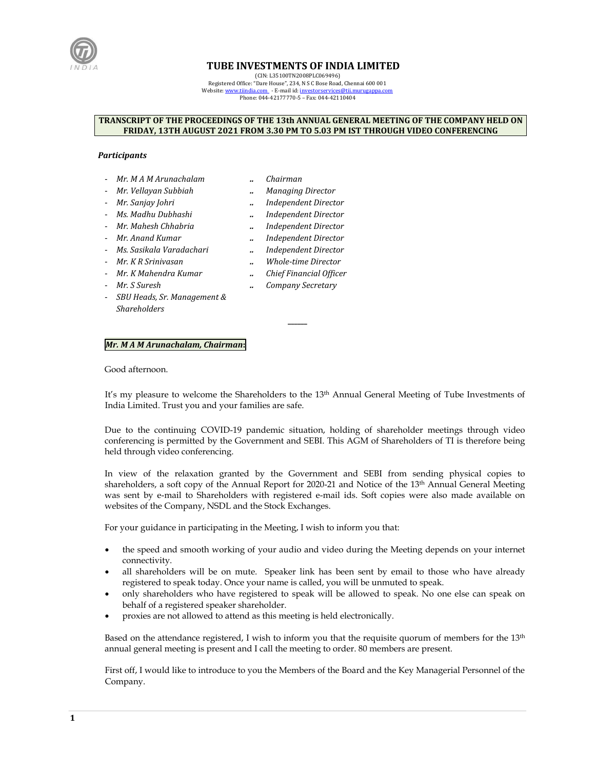# TUBE INVESTMENTS OF INDIA LIMITED

(CIN: L35100TN2008PLC069496)
Registered Office: "Dare House", 234, N S C Bose Road, Chennai 600 001
Website: www.tiindia.com - E-mail id: investorservices@tii.murugappa.com
Phone: 044-42177770-5 – Fax: 044-42110404

**TRANSCRIPT OF THE PROCEEDINGS OF THE 13th ANNUAL GENERAL MEETING OF THE COMPANY HELD ON FRIDAY, 13TH AUGUST 2021 FROM 3.30 PM TO 5.03 PM IST THROUGH VIDEO CONFERENCING**

***Participants***

- *Mr. M A M Arunachalam* .. *Chairman*
- *Mr. Vellayan Subbiah* .. *Managing Director*
- *Mr. Sanjay Johri* .. *Independent Director*
- *Ms. Madhu Dubhashi* .. *Independent Director*
- *Mr. Mahesh Chhabria* .. *Independent Director*
- *Mr. Anand Kumar* .. *Independent Director*
- *Ms. Sasikala Varadachari* .. *Independent Director*
- *Mr. K R Srinivasan* .. *Whole-time Director*
- *Mr. K Mahendra Kumar* .. *Chief Financial Officer*
- *Mr. S Suresh* .. *Company Secretary*
- *SBU Heads, Sr. Management & Shareholders*

---

***Mr. M A M Arunachalam, Chairman:***

Good afternoon.

It's my pleasure to welcome the Shareholders to the 13th Annual General Meeting of Tube Investments of India Limited. Trust you and your families are safe.

Due to the continuing COVID-19 pandemic situation, holding of shareholder meetings through video conferencing is permitted by the Government and SEBI. This AGM of Shareholders of TI is therefore being held through video conferencing.

In view of the relaxation granted by the Government and SEBI from sending physical copies to shareholders, a soft copy of the Annual Report for 2020-21 and Notice of the 13th Annual General Meeting was sent by e-mail to Shareholders with registered e-mail ids. Soft copies were also made available on websites of the Company, NSDL and the Stock Exchanges.

For your guidance in participating in the Meeting, I wish to inform you that:

- the speed and smooth working of your audio and video during the Meeting depends on your internet connectivity.
- all shareholders will be on mute. Speaker link has been sent by email to those who have already registered to speak today. Once your name is called, you will be unmuted to speak.
- only shareholders who have registered to speak will be allowed to speak. No one else can speak on behalf of a registered speaker shareholder.
- proxies are not allowed to attend as this meeting is held electronically.

Based on the attendance registered, I wish to inform you that the requisite quorum of members for the 13th annual general meeting is present and I call the meeting to order. 80 members are present.

First off, I would like to introduce to you the Members of the Board and the Key Managerial Personnel of the Company.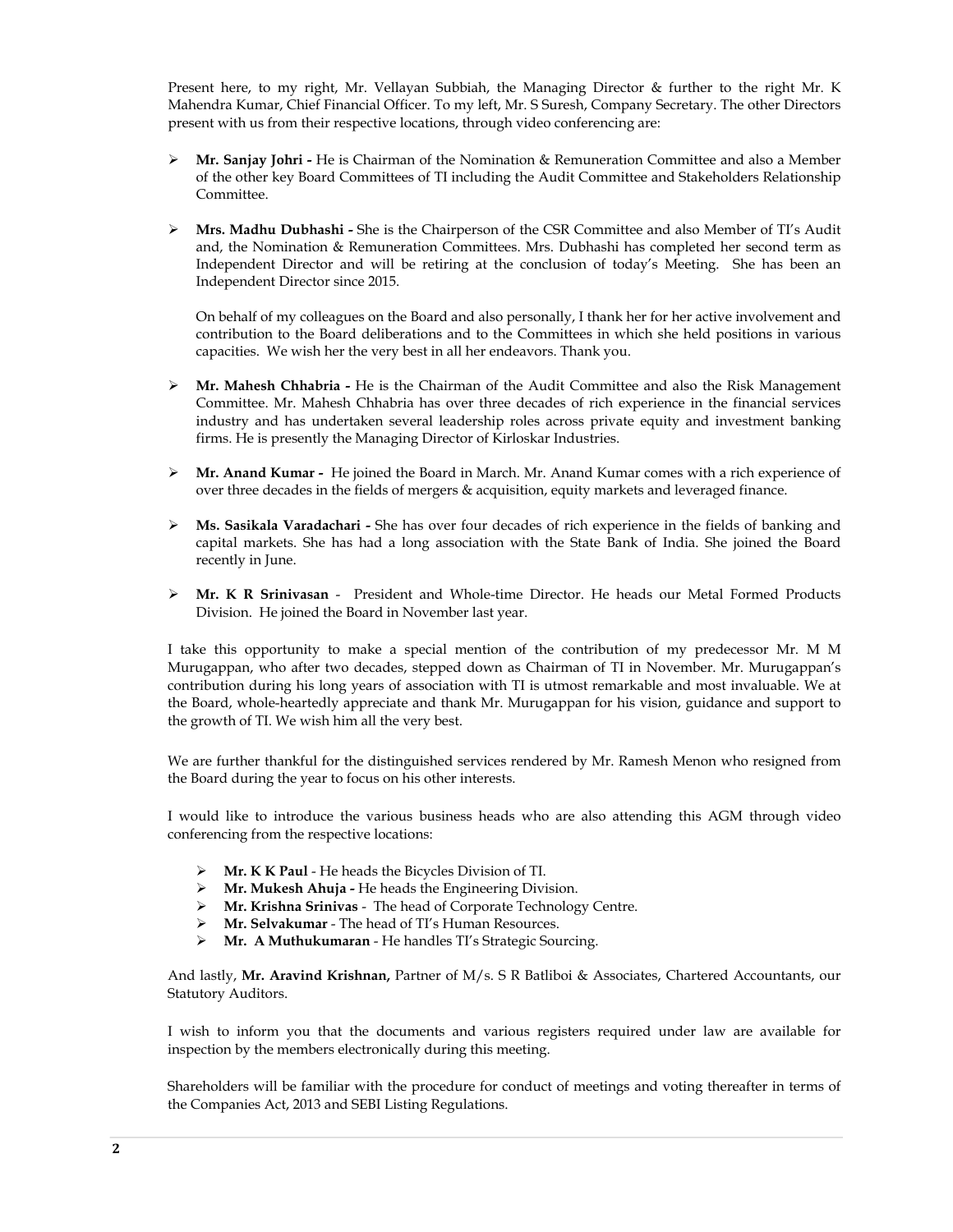Present here, to my right, Mr. Vellayan Subbiah, the Managing Director & further to the right Mr. K Mahendra Kumar, Chief Financial Officer. To my left, Mr. S Suresh, Company Secretary. The other Directors present with us from their respective locations, through video conferencing are:

- **Mr. Sanjay Johri -** He is Chairman of the Nomination & Remuneration Committee and also a Member of the other key Board Committees of TI including the Audit Committee and Stakeholders Relationship Committee.

- **Mrs. Madhu Dubhashi -** She is the Chairperson of the CSR Committee and also Member of TI's Audit and, the Nomination & Remuneration Committees. Mrs. Dubhashi has completed her second term as Independent Director and will be retiring at the conclusion of today's Meeting. She has been an Independent Director since 2015.

  On behalf of my colleagues on the Board and also personally, I thank her for her active involvement and contribution to the Board deliberations and to the Committees in which she held positions in various capacities. We wish her the very best in all her endeavors. Thank you.

- **Mr. Mahesh Chhabria -** He is the Chairman of the Audit Committee and also the Risk Management Committee. Mr. Mahesh Chhabria has over three decades of rich experience in the financial services industry and has undertaken several leadership roles across private equity and investment banking firms. He is presently the Managing Director of Kirloskar Industries.

- **Mr. Anand Kumar -** He joined the Board in March. Mr. Anand Kumar comes with a rich experience of over three decades in the fields of mergers & acquisition, equity markets and leveraged finance.

- **Ms. Sasikala Varadachari -** She has over four decades of rich experience in the fields of banking and capital markets. She has had a long association with the State Bank of India. She joined the Board recently in June.

- **Mr. K R Srinivasan** - President and Whole-time Director. He heads our Metal Formed Products Division. He joined the Board in November last year.

I take this opportunity to make a special mention of the contribution of my predecessor Mr. M M Murugappan, who after two decades, stepped down as Chairman of TI in November. Mr. Murugappan's contribution during his long years of association with TI is utmost remarkable and most invaluable. We at the Board, whole-heartedly appreciate and thank Mr. Murugappan for his vision, guidance and support to the growth of TI. We wish him all the very best.

We are further thankful for the distinguished services rendered by Mr. Ramesh Menon who resigned from the Board during the year to focus on his other interests.

I would like to introduce the various business heads who are also attending this AGM through video conferencing from the respective locations:

- **Mr. K K Paul** - He heads the Bicycles Division of TI.
- **Mr. Mukesh Ahuja -** He heads the Engineering Division.
- **Mr. Krishna Srinivas** - The head of Corporate Technology Centre.
- **Mr. Selvakumar** - The head of TI's Human Resources.
- **Mr. A Muthukumaran** - He handles TI's Strategic Sourcing.

And lastly, **Mr. Aravind Krishnan,** Partner of M/s. S R Batliboi & Associates, Chartered Accountants, our Statutory Auditors.

I wish to inform you that the documents and various registers required under law are available for inspection by the members electronically during this meeting.

Shareholders will be familiar with the procedure for conduct of meetings and voting thereafter in terms of the Companies Act, 2013 and SEBI Listing Regulations.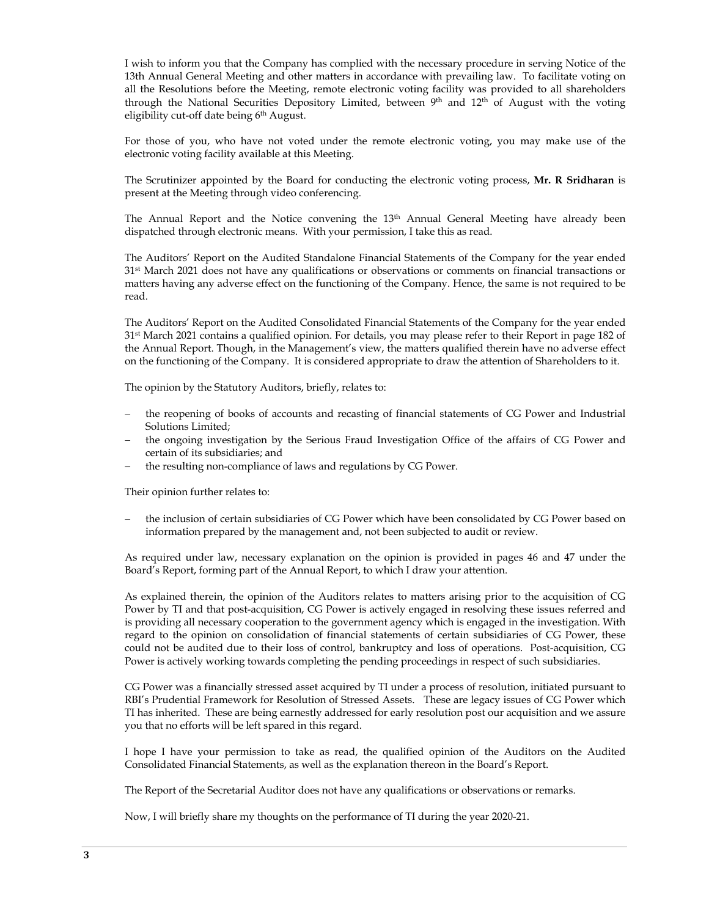I wish to inform you that the Company has complied with the necessary procedure in serving Notice of the 13th Annual General Meeting and other matters in accordance with prevailing law. To facilitate voting on all the Resolutions before the Meeting, remote electronic voting facility was provided to all shareholders through the National Securities Depository Limited, between 9th and 12th of August with the voting eligibility cut-off date being 6th August.

For those of you, who have not voted under the remote electronic voting, you may make use of the electronic voting facility available at this Meeting.

The Scrutinizer appointed by the Board for conducting the electronic voting process, **Mr. R Sridharan** is present at the Meeting through video conferencing.

The Annual Report and the Notice convening the 13th Annual General Meeting have already been dispatched through electronic means. With your permission, I take this as read.

The Auditors' Report on the Audited Standalone Financial Statements of the Company for the year ended 31st March 2021 does not have any qualifications or observations or comments on financial transactions or matters having any adverse effect on the functioning of the Company. Hence, the same is not required to be read.

The Auditors' Report on the Audited Consolidated Financial Statements of the Company for the year ended 31st March 2021 contains a qualified opinion. For details, you may please refer to their Report in page 182 of the Annual Report. Though, in the Management's view, the matters qualified therein have no adverse effect on the functioning of the Company. It is considered appropriate to draw the attention of Shareholders to it.

The opinion by the Statutory Auditors, briefly, relates to:

- the reopening of books of accounts and recasting of financial statements of CG Power and Industrial Solutions Limited;
- the ongoing investigation by the Serious Fraud Investigation Office of the affairs of CG Power and certain of its subsidiaries; and
- the resulting non-compliance of laws and regulations by CG Power.

Their opinion further relates to:

- the inclusion of certain subsidiaries of CG Power which have been consolidated by CG Power based on information prepared by the management and, not been subjected to audit or review.

As required under law, necessary explanation on the opinion is provided in pages 46 and 47 under the Board's Report, forming part of the Annual Report, to which I draw your attention.

As explained therein, the opinion of the Auditors relates to matters arising prior to the acquisition of CG Power by TI and that post-acquisition, CG Power is actively engaged in resolving these issues referred and is providing all necessary cooperation to the government agency which is engaged in the investigation. With regard to the opinion on consolidation of financial statements of certain subsidiaries of CG Power, these could not be audited due to their loss of control, bankruptcy and loss of operations. Post-acquisition, CG Power is actively working towards completing the pending proceedings in respect of such subsidiaries.

CG Power was a financially stressed asset acquired by TI under a process of resolution, initiated pursuant to RBI's Prudential Framework for Resolution of Stressed Assets. These are legacy issues of CG Power which TI has inherited. These are being earnestly addressed for early resolution post our acquisition and we assure you that no efforts will be left spared in this regard.

I hope I have your permission to take as read, the qualified opinion of the Auditors on the Audited Consolidated Financial Statements, as well as the explanation thereon in the Board's Report.

The Report of the Secretarial Auditor does not have any qualifications or observations or remarks.

Now, I will briefly share my thoughts on the performance of TI during the year 2020-21.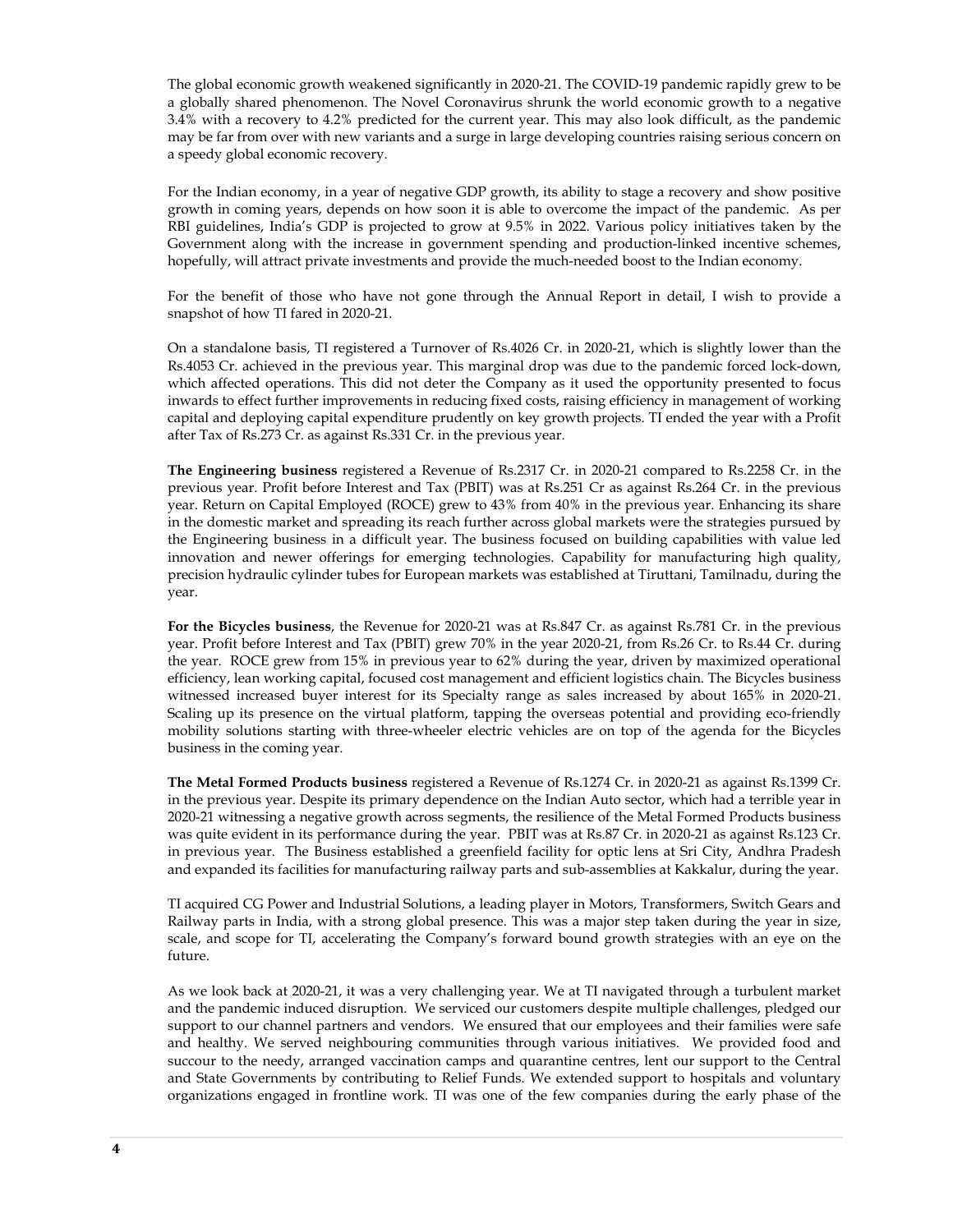The global economic growth weakened significantly in 2020-21. The COVID-19 pandemic rapidly grew to be a globally shared phenomenon. The Novel Coronavirus shrunk the world economic growth to a negative 3.4% with a recovery to 4.2% predicted for the current year. This may also look difficult, as the pandemic may be far from over with new variants and a surge in large developing countries raising serious concern on a speedy global economic recovery.

For the Indian economy, in a year of negative GDP growth, its ability to stage a recovery and show positive growth in coming years, depends on how soon it is able to overcome the impact of the pandemic. As per RBI guidelines, India's GDP is projected to grow at 9.5% in 2022. Various policy initiatives taken by the Government along with the increase in government spending and production-linked incentive schemes, hopefully, will attract private investments and provide the much-needed boost to the Indian economy.

For the benefit of those who have not gone through the Annual Report in detail, I wish to provide a snapshot of how TI fared in 2020-21.

On a standalone basis, TI registered a Turnover of Rs.4026 Cr. in 2020-21, which is slightly lower than the Rs.4053 Cr. achieved in the previous year. This marginal drop was due to the pandemic forced lock-down, which affected operations. This did not deter the Company as it used the opportunity presented to focus inwards to effect further improvements in reducing fixed costs, raising efficiency in management of working capital and deploying capital expenditure prudently on key growth projects. TI ended the year with a Profit after Tax of Rs.273 Cr. as against Rs.331 Cr. in the previous year.

**The Engineering business** registered a Revenue of Rs.2317 Cr. in 2020-21 compared to Rs.2258 Cr. in the previous year. Profit before Interest and Tax (PBIT) was at Rs.251 Cr as against Rs.264 Cr. in the previous year. Return on Capital Employed (ROCE) grew to 43% from 40% in the previous year. Enhancing its share in the domestic market and spreading its reach further across global markets were the strategies pursued by the Engineering business in a difficult year. The business focused on building capabilities with value led innovation and newer offerings for emerging technologies. Capability for manufacturing high quality, precision hydraulic cylinder tubes for European markets was established at Tiruttani, Tamilnadu, during the year.

**For the Bicycles business**, the Revenue for 2020-21 was at Rs.847 Cr. as against Rs.781 Cr. in the previous year. Profit before Interest and Tax (PBIT) grew 70% in the year 2020-21, from Rs.26 Cr. to Rs.44 Cr. during the year. ROCE grew from 15% in previous year to 62% during the year, driven by maximized operational efficiency, lean working capital, focused cost management and efficient logistics chain. The Bicycles business witnessed increased buyer interest for its Specialty range as sales increased by about 165% in 2020-21. Scaling up its presence on the virtual platform, tapping the overseas potential and providing eco-friendly mobility solutions starting with three-wheeler electric vehicles are on top of the agenda for the Bicycles business in the coming year.

**The Metal Formed Products business** registered a Revenue of Rs.1274 Cr. in 2020-21 as against Rs.1399 Cr. in the previous year. Despite its primary dependence on the Indian Auto sector, which had a terrible year in 2020-21 witnessing a negative growth across segments, the resilience of the Metal Formed Products business was quite evident in its performance during the year. PBIT was at Rs.87 Cr. in 2020-21 as against Rs.123 Cr. in previous year. The Business established a greenfield facility for optic lens at Sri City, Andhra Pradesh and expanded its facilities for manufacturing railway parts and sub-assemblies at Kakkalur, during the year.

TI acquired CG Power and Industrial Solutions, a leading player in Motors, Transformers, Switch Gears and Railway parts in India, with a strong global presence. This was a major step taken during the year in size, scale, and scope for TI, accelerating the Company's forward bound growth strategies with an eye on the future.

As we look back at 2020-21, it was a very challenging year. We at TI navigated through a turbulent market and the pandemic induced disruption. We serviced our customers despite multiple challenges, pledged our support to our channel partners and vendors. We ensured that our employees and their families were safe and healthy. We served neighbouring communities through various initiatives. We provided food and succour to the needy, arranged vaccination camps and quarantine centres, lent our support to the Central and State Governments by contributing to Relief Funds. We extended support to hospitals and voluntary organizations engaged in frontline work. TI was one of the few companies during the early phase of the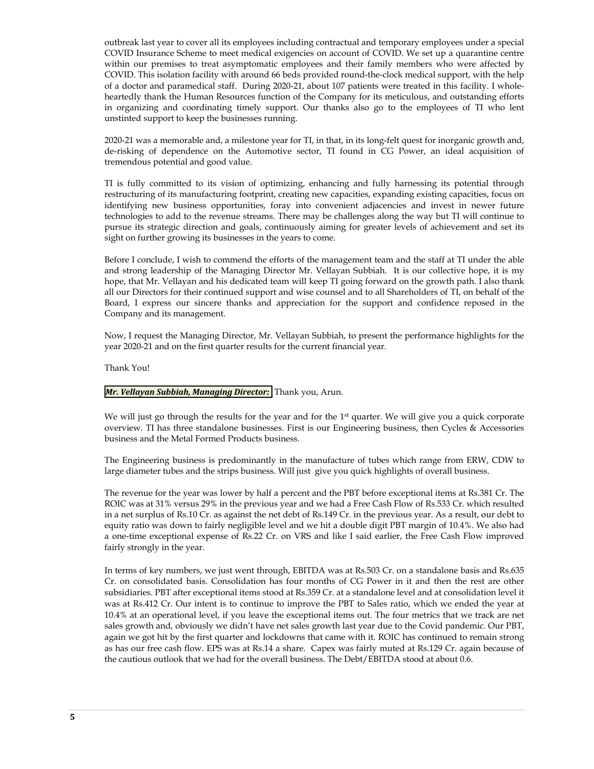outbreak last year to cover all its employees including contractual and temporary employees under a special COVID Insurance Scheme to meet medical exigencies on account of COVID. We set up a quarantine centre within our premises to treat asymptomatic employees and their family members who were affected by COVID. This isolation facility with around 66 beds provided round-the-clock medical support, with the help of a doctor and paramedical staff. During 2020-21, about 107 patients were treated in this facility. I whole-heartedly thank the Human Resources function of the Company for its meticulous, and outstanding efforts in organizing and coordinating timely support. Our thanks also go to the employees of TI who lent unstinted support to keep the businesses running.

2020-21 was a memorable and, a milestone year for TI, in that, in its long-felt quest for inorganic growth and, de-risking of dependence on the Automotive sector, TI found in CG Power, an ideal acquisition of tremendous potential and good value.

TI is fully committed to its vision of optimizing, enhancing and fully harnessing its potential through restructuring of its manufacturing footprint, creating new capacities, expanding existing capacities, focus on identifying new business opportunities, foray into convenient adjacencies and invest in newer future technologies to add to the revenue streams. There may be challenges along the way but TI will continue to pursue its strategic direction and goals, continuously aiming for greater levels of achievement and set its sight on further growing its businesses in the years to come.

Before I conclude, I wish to commend the efforts of the management team and the staff at TI under the able and strong leadership of the Managing Director Mr. Vellayan Subbiah. It is our collective hope, it is my hope, that Mr. Vellayan and his dedicated team will keep TI going forward on the growth path. I also thank all our Directors for their continued support and wise counsel and to all Shareholders of TI, on behalf of the Board, I express our sincere thanks and appreciation for the support and confidence reposed in the Company and its management.

Now, I request the Managing Director, Mr. Vellayan Subbiah, to present the performance highlights for the year 2020-21 and on the first quarter results for the current financial year.

Thank You!

***Mr. Vellayan Subbiah, Managing Director:*** Thank you, Arun.

We will just go through the results for the year and for the 1st quarter. We will give you a quick corporate overview. TI has three standalone businesses. First is our Engineering business, then Cycles & Accessories business and the Metal Formed Products business.

The Engineering business is predominantly in the manufacture of tubes which range from ERW, CDW to large diameter tubes and the strips business. Will just give you quick highlights of overall business.

The revenue for the year was lower by half a percent and the PBT before exceptional items at Rs.381 Cr. The ROIC was at 31% versus 29% in the previous year and we had a Free Cash Flow of Rs.533 Cr. which resulted in a net surplus of Rs.10 Cr. as against the net debt of Rs.149 Cr. in the previous year. As a result, our debt to equity ratio was down to fairly negligible level and we hit a double digit PBT margin of 10.4%. We also had a one-time exceptional expense of Rs.22 Cr. on VRS and like I said earlier, the Free Cash Flow improved fairly strongly in the year.

In terms of key numbers, we just went through, EBITDA was at Rs.503 Cr. on a standalone basis and Rs.635 Cr. on consolidated basis. Consolidation has four months of CG Power in it and then the rest are other subsidiaries. PBT after exceptional items stood at Rs.359 Cr. at a standalone level and at consolidation level it was at Rs.412 Cr. Our intent is to continue to improve the PBT to Sales ratio, which we ended the year at 10.4% at an operational level, if you leave the exceptional items out. The four metrics that we track are net sales growth and, obviously we didn't have net sales growth last year due to the Covid pandemic. Our PBT, again we got hit by the first quarter and lockdowns that came with it. ROIC has continued to remain strong as has our free cash flow. EPS was at Rs.14 a share. Capex was fairly muted at Rs.129 Cr. again because of the cautious outlook that we had for the overall business. The Debt/EBITDA stood at about 0.6.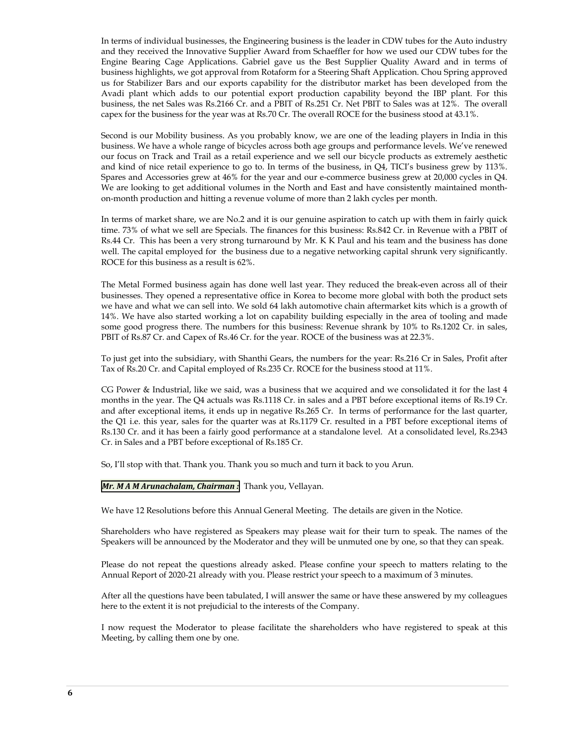In terms of individual businesses, the Engineering business is the leader in CDW tubes for the Auto industry and they received the Innovative Supplier Award from Schaeffler for how we used our CDW tubes for the Engine Bearing Cage Applications. Gabriel gave us the Best Supplier Quality Award and in terms of business highlights, we got approval from Rotaform for a Steering Shaft Application. Chou Spring approved us for Stabilizer Bars and our exports capability for the distributor market has been developed from the Avadi plant which adds to our potential export production capability beyond the IBP plant. For this business, the net Sales was Rs.2166 Cr. and a PBIT of Rs.251 Cr. Net PBIT to Sales was at 12%. The overall capex for the business for the year was at Rs.70 Cr. The overall ROCE for the business stood at 43.1%.

Second is our Mobility business. As you probably know, we are one of the leading players in India in this business. We have a whole range of bicycles across both age groups and performance levels. We've renewed our focus on Track and Trail as a retail experience and we sell our bicycle products as extremely aesthetic and kind of nice retail experience to go to. In terms of the business, in Q4, TICI's business grew by 113%. Spares and Accessories grew at 46% for the year and our e-commerce business grew at 20,000 cycles in Q4. We are looking to get additional volumes in the North and East and have consistently maintained month-on-month production and hitting a revenue volume of more than 2 lakh cycles per month.

In terms of market share, we are No.2 and it is our genuine aspiration to catch up with them in fairly quick time. 73% of what we sell are Specials. The finances for this business: Rs.842 Cr. in Revenue with a PBIT of Rs.44 Cr. This has been a very strong turnaround by Mr. K K Paul and his team and the business has done well. The capital employed for the business due to a negative networking capital shrunk very significantly. ROCE for this business as a result is 62%.

The Metal Formed business again has done well last year. They reduced the break-even across all of their businesses. They opened a representative office in Korea to become more global with both the product sets we have and what we can sell into. We sold 64 lakh automotive chain aftermarket kits which is a growth of 14%. We have also started working a lot on capability building especially in the area of tooling and made some good progress there. The numbers for this business: Revenue shrank by 10% to Rs.1202 Cr. in sales, PBIT of Rs.87 Cr. and Capex of Rs.46 Cr. for the year. ROCE of the business was at 22.3%.

To just get into the subsidiary, with Shanthi Gears, the numbers for the year: Rs.216 Cr in Sales, Profit after Tax of Rs.20 Cr. and Capital employed of Rs.235 Cr. ROCE for the business stood at 11%.

CG Power & Industrial, like we said, was a business that we acquired and we consolidated it for the last 4 months in the year. The Q4 actuals was Rs.1118 Cr. in sales and a PBT before exceptional items of Rs.19 Cr. and after exceptional items, it ends up in negative Rs.265 Cr. In terms of performance for the last quarter, the Q1 i.e. this year, sales for the quarter was at Rs.1179 Cr. resulted in a PBT before exceptional items of Rs.130 Cr. and it has been a fairly good performance at a standalone level. At a consolidated level, Rs.2343 Cr. in Sales and a PBT before exceptional of Rs.185 Cr.

So, I'll stop with that. Thank you. Thank you so much and turn it back to you Arun.

***Mr. M A M Arunachalam, Chairman :*** Thank you, Vellayan.

We have 12 Resolutions before this Annual General Meeting. The details are given in the Notice.

Shareholders who have registered as Speakers may please wait for their turn to speak. The names of the Speakers will be announced by the Moderator and they will be unmuted one by one, so that they can speak.

Please do not repeat the questions already asked. Please confine your speech to matters relating to the Annual Report of 2020-21 already with you. Please restrict your speech to a maximum of 3 minutes.

After all the questions have been tabulated, I will answer the same or have these answered by my colleagues here to the extent it is not prejudicial to the interests of the Company.

I now request the Moderator to please facilitate the shareholders who have registered to speak at this Meeting, by calling them one by one.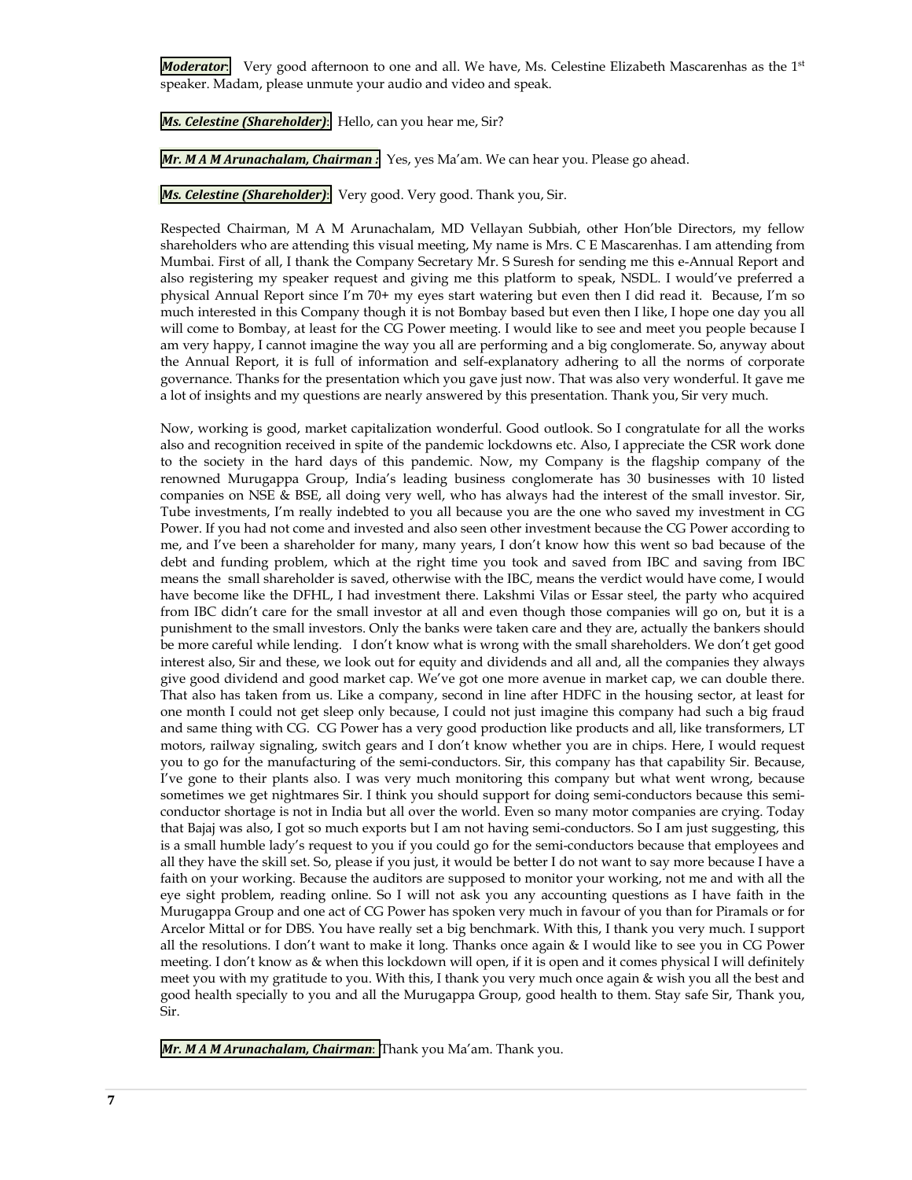***Moderator***: Very good afternoon to one and all. We have, Ms. Celestine Elizabeth Mascarenhas as the 1st speaker. Madam, please unmute your audio and video and speak.

***Ms. Celestine (Shareholder)***: Hello, can you hear me, Sir?

***Mr. M A M Arunachalam, Chairman :*** Yes, yes Ma'am. We can hear you. Please go ahead.

***Ms. Celestine (Shareholder)***: Very good. Very good. Thank you, Sir.

Respected Chairman, M A M Arunachalam, MD Vellayan Subbiah, other Hon'ble Directors, my fellow shareholders who are attending this visual meeting, My name is Mrs. C E Mascarenhas. I am attending from Mumbai. First of all, I thank the Company Secretary Mr. S Suresh for sending me this e-Annual Report and also registering my speaker request and giving me this platform to speak, NSDL. I would've preferred a physical Annual Report since I'm 70+ my eyes start watering but even then I did read it. Because, I'm so much interested in this Company though it is not Bombay based but even then I like, I hope one day you all will come to Bombay, at least for the CG Power meeting. I would like to see and meet you people because I am very happy, I cannot imagine the way you all are performing and a big conglomerate. So, anyway about the Annual Report, it is full of information and self-explanatory adhering to all the norms of corporate governance. Thanks for the presentation which you gave just now. That was also very wonderful. It gave me a lot of insights and my questions are nearly answered by this presentation. Thank you, Sir very much.

Now, working is good, market capitalization wonderful. Good outlook. So I congratulate for all the works also and recognition received in spite of the pandemic lockdowns etc. Also, I appreciate the CSR work done to the society in the hard days of this pandemic. Now, my Company is the flagship company of the renowned Murugappa Group, India's leading business conglomerate has 30 businesses with 10 listed companies on NSE & BSE, all doing very well, who has always had the interest of the small investor. Sir, Tube investments, I'm really indebted to you all because you are the one who saved my investment in CG Power. If you had not come and invested and also seen other investment because the CG Power according to me, and I've been a shareholder for many, many years, I don't know how this went so bad because of the debt and funding problem, which at the right time you took and saved from IBC and saving from IBC means the small shareholder is saved, otherwise with the IBC, means the verdict would have come, I would have become like the DFHL, I had investment there. Lakshmi Vilas or Essar steel, the party who acquired from IBC didn't care for the small investor at all and even though those companies will go on, but it is a punishment to the small investors. Only the banks were taken care and they are, actually the bankers should be more careful while lending. I don't know what is wrong with the small shareholders. We don't get good interest also, Sir and these, we look out for equity and dividends and all and, all the companies they always give good dividend and good market cap. We've got one more avenue in market cap, we can double there. That also has taken from us. Like a company, second in line after HDFC in the housing sector, at least for one month I could not get sleep only because, I could not just imagine this company had such a big fraud and same thing with CG. CG Power has a very good production like products and all, like transformers, LT motors, railway signaling, switch gears and I don't know whether you are in chips. Here, I would request you to go for the manufacturing of the semi-conductors. Sir, this company has that capability Sir. Because, I've gone to their plants also. I was very much monitoring this company but what went wrong, because sometimes we get nightmares Sir. I think you should support for doing semi-conductors because this semi-conductor shortage is not in India but all over the world. Even so many motor companies are crying. Today that Bajaj was also, I got so much exports but I am not having semi-conductors. So I am just suggesting, this is a small humble lady's request to you if you could go for the semi-conductors because that employees and all they have the skill set. So, please if you just, it would be better I do not want to say more because I have a faith on your working. Because the auditors are supposed to monitor your working, not me and with all the eye sight problem, reading online. So I will not ask you any accounting questions as I have faith in the Murugappa Group and one act of CG Power has spoken very much in favour of you than for Piramals or for Arcelor Mittal or for DBS. You have really set a big benchmark. With this, I thank you very much. I support all the resolutions. I don't want to make it long. Thanks once again & I would like to see you in CG Power meeting. I don't know as & when this lockdown will open, if it is open and it comes physical I will definitely meet you with my gratitude to you. With this, I thank you very much once again & wish you all the best and good health specially to you and all the Murugappa Group, good health to them. Stay safe Sir, Thank you, Sir.

***Mr. M A M Arunachalam, Chairman***: Thank you Ma'am. Thank you.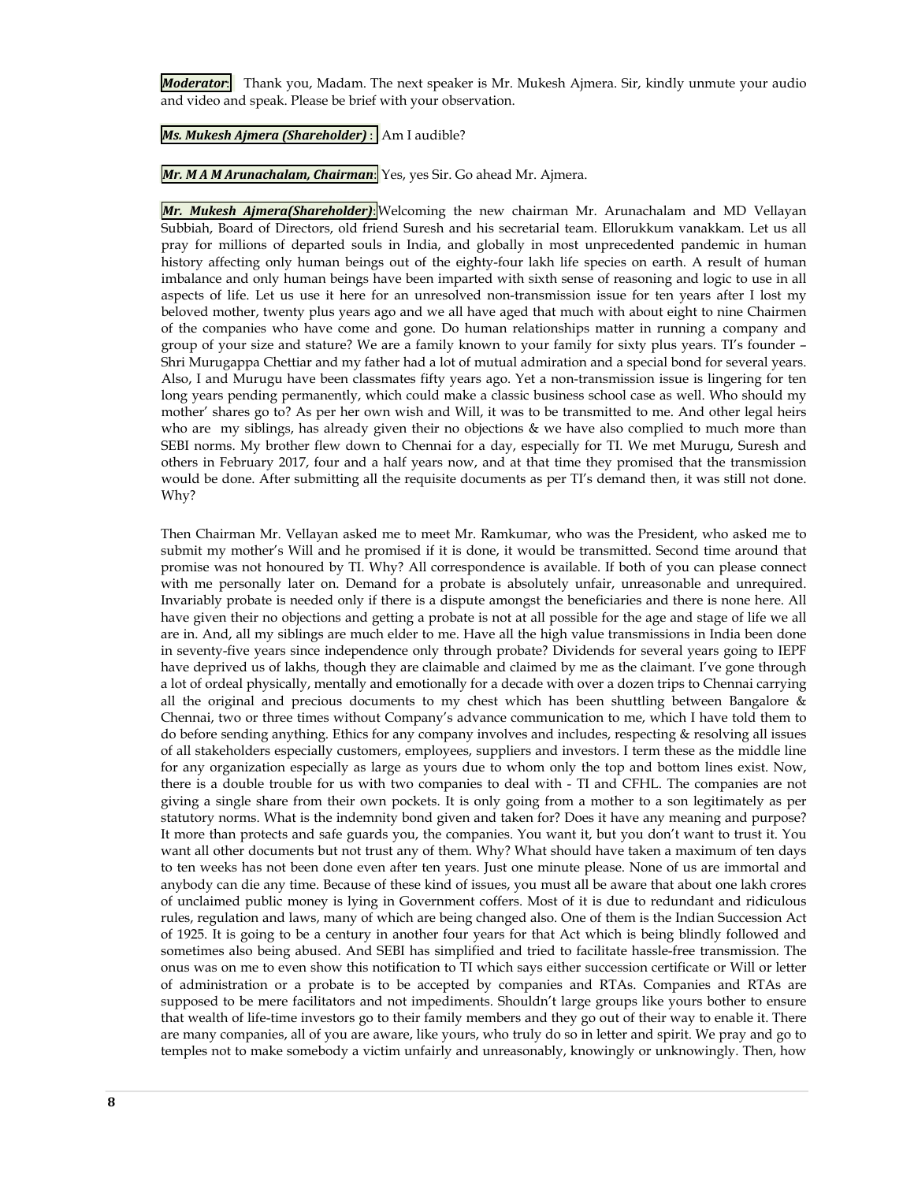***Moderator***: Thank you, Madam. The next speaker is Mr. Mukesh Ajmera. Sir, kindly unmute your audio and video and speak. Please be brief with your observation.

***Ms. Mukesh Ajmera (Shareholder)*** : Am I audible?

***Mr. M A M Arunachalam, Chairman***: Yes, yes Sir. Go ahead Mr. Ajmera.

***Mr. Mukesh Ajmera(Shareholder)***:Welcoming the new chairman Mr. Arunachalam and MD Vellayan Subbiah, Board of Directors, old friend Suresh and his secretarial team. Ellorukkum vanakkam. Let us all pray for millions of departed souls in India, and globally in most unprecedented pandemic in human history affecting only human beings out of the eighty-four lakh life species on earth. A result of human imbalance and only human beings have been imparted with sixth sense of reasoning and logic to use in all aspects of life. Let us use it here for an unresolved non-transmission issue for ten years after I lost my beloved mother, twenty plus years ago and we all have aged that much with about eight to nine Chairmen of the companies who have come and gone. Do human relationships matter in running a company and group of your size and stature? We are a family known to your family for sixty plus years. TI's founder – Shri Murugappa Chettiar and my father had a lot of mutual admiration and a special bond for several years. Also, I and Murugu have been classmates fifty years ago. Yet a non-transmission issue is lingering for ten long years pending permanently, which could make a classic business school case as well. Who should my mother' shares go to? As per her own wish and Will, it was to be transmitted to me. And other legal heirs who are my siblings, has already given their no objections & we have also complied to much more than SEBI norms. My brother flew down to Chennai for a day, especially for TI. We met Murugu, Suresh and others in February 2017, four and a half years now, and at that time they promised that the transmission would be done. After submitting all the requisite documents as per TI's demand then, it was still not done. Why?

Then Chairman Mr. Vellayan asked me to meet Mr. Ramkumar, who was the President, who asked me to submit my mother's Will and he promised if it is done, it would be transmitted. Second time around that promise was not honoured by TI. Why? All correspondence is available. If both of you can please connect with me personally later on. Demand for a probate is absolutely unfair, unreasonable and unrequired. Invariably probate is needed only if there is a dispute amongst the beneficiaries and there is none here. All have given their no objections and getting a probate is not at all possible for the age and stage of life we all are in. And, all my siblings are much elder to me. Have all the high value transmissions in India been done in seventy-five years since independence only through probate? Dividends for several years going to IEPF have deprived us of lakhs, though they are claimable and claimed by me as the claimant. I've gone through a lot of ordeal physically, mentally and emotionally for a decade with over a dozen trips to Chennai carrying all the original and precious documents to my chest which has been shuttling between Bangalore & Chennai, two or three times without Company's advance communication to me, which I have told them to do before sending anything. Ethics for any company involves and includes, respecting & resolving all issues of all stakeholders especially customers, employees, suppliers and investors. I term these as the middle line for any organization especially as large as yours due to whom only the top and bottom lines exist. Now, there is a double trouble for us with two companies to deal with - TI and CFHL. The companies are not giving a single share from their own pockets. It is only going from a mother to a son legitimately as per statutory norms. What is the indemnity bond given and taken for? Does it have any meaning and purpose? It more than protects and safe guards you, the companies. You want it, but you don't want to trust it. You want all other documents but not trust any of them. Why? What should have taken a maximum of ten days to ten weeks has not been done even after ten years. Just one minute please. None of us are immortal and anybody can die any time. Because of these kind of issues, you must all be aware that about one lakh crores of unclaimed public money is lying in Government coffers. Most of it is due to redundant and ridiculous rules, regulation and laws, many of which are being changed also. One of them is the Indian Succession Act of 1925. It is going to be a century in another four years for that Act which is being blindly followed and sometimes also being abused. And SEBI has simplified and tried to facilitate hassle-free transmission. The onus was on me to even show this notification to TI which says either succession certificate or Will or letter of administration or a probate is to be accepted by companies and RTAs. Companies and RTAs are supposed to be mere facilitators and not impediments. Shouldn't large groups like yours bother to ensure that wealth of life-time investors go to their family members and they go out of their way to enable it. There are many companies, all of you are aware, like yours, who truly do so in letter and spirit. We pray and go to temples not to make somebody a victim unfairly and unreasonably, knowingly or unknowingly. Then, how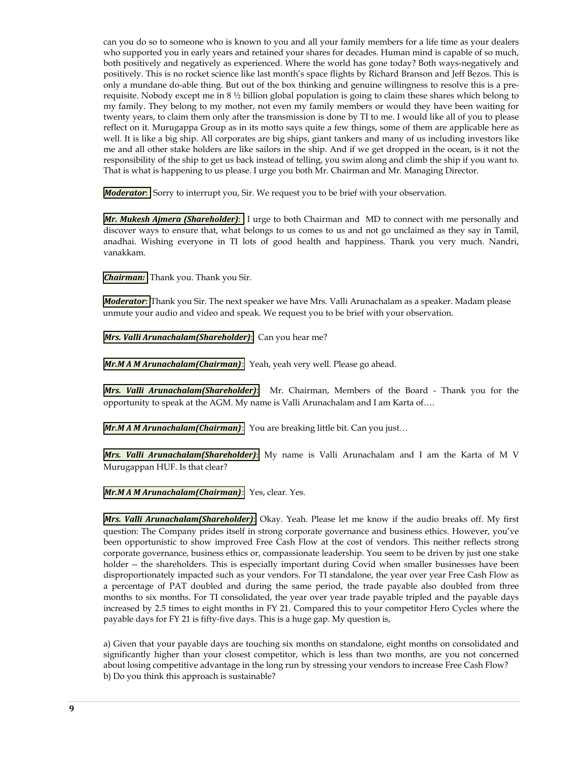can you do so to someone who is known to you and all your family members for a life time as your dealers who supported you in early years and retained your shares for decades. Human mind is capable of so much, both positively and negatively as experienced. Where the world has gone today? Both ways-negatively and positively. This is no rocket science like last month's space flights by Richard Branson and Jeff Bezos. This is only a mundane do-able thing. But out of the box thinking and genuine willingness to resolve this is a pre-requisite. Nobody except me in 8 ½ billion global population is going to claim these shares which belong to my family. They belong to my mother, not even my family members or would they have been waiting for twenty years, to claim them only after the transmission is done by TI to me. I would like all of you to please reflect on it. Murugappa Group as in its motto says quite a few things, some of them are applicable here as well. It is like a big ship. All corporates are big ships, giant tankers and many of us including investors like me and all other stake holders are like sailors in the ship. And if we get dropped in the ocean, is it not the responsibility of the ship to get us back instead of telling, you swim along and climb the ship if you want to. That is what is happening to us please. I urge you both Mr. Chairman and Mr. Managing Director.

***Moderator***: Sorry to interrupt you, Sir. We request you to be brief with your observation.

***Mr. Mukesh Ajmera (Shareholder)***: I urge to both Chairman and MD to connect with me personally and discover ways to ensure that, what belongs to us comes to us and not go unclaimed as they say in Tamil, anadhai. Wishing everyone in TI lots of good health and happiness. Thank you very much. Nandri, vanakkam.

***Chairman:*** Thank you. Thank you Sir.

***Moderator***: Thank you Sir. The next speaker we have Mrs. Valli Arunachalam as a speaker. Madam please unmute your audio and video and speak. We request you to be brief with your observation.

***Mrs. Valli Arunachalam(Shareholder)***: Can you hear me?

***Mr.M A M Arunachalam(Chairman)***: Yeah, yeah very well. Please go ahead.

***Mrs. Valli Arunachalam(Shareholder)***: Mr. Chairman, Members of the Board - Thank you for the opportunity to speak at the AGM. My name is Valli Arunachalam and I am Karta of….

***Mr.M A M Arunachalam(Chairman)***: You are breaking little bit. Can you just…

***Mrs. Valli Arunachalam(Shareholder)***: My name is Valli Arunachalam and I am the Karta of M V Murugappan HUF. Is that clear?

***Mr.M A M Arunachalam(Chairman)***: Yes, clear. Yes.

***Mrs. Valli Arunachalam(Shareholder)***: Okay. Yeah. Please let me know if the audio breaks off. My first question: The Company prides itself in strong corporate governance and business ethics. However, you've been opportunistic to show improved Free Cash Flow at the cost of vendors. This neither reflects strong corporate governance, business ethics or, compassionate leadership. You seem to be driven by just one stake holder -- the shareholders. This is especially important during Covid when smaller businesses have been disproportionately impacted such as your vendors. For TI standalone, the year over year Free Cash Flow as a percentage of PAT doubled and during the same period, the trade payable also doubled from three months to six months. For TI consolidated, the year over year trade payable tripled and the payable days increased by 2.5 times to eight months in FY 21. Compared this to your competitor Hero Cycles where the payable days for FY 21 is fifty-five days. This is a huge gap. My question is,

a) Given that your payable days are touching six months on standalone, eight months on consolidated and significantly higher than your closest competitor, which is less than two months, are you not concerned about losing competitive advantage in the long run by stressing your vendors to increase Free Cash Flow?
b) Do you think this approach is sustainable?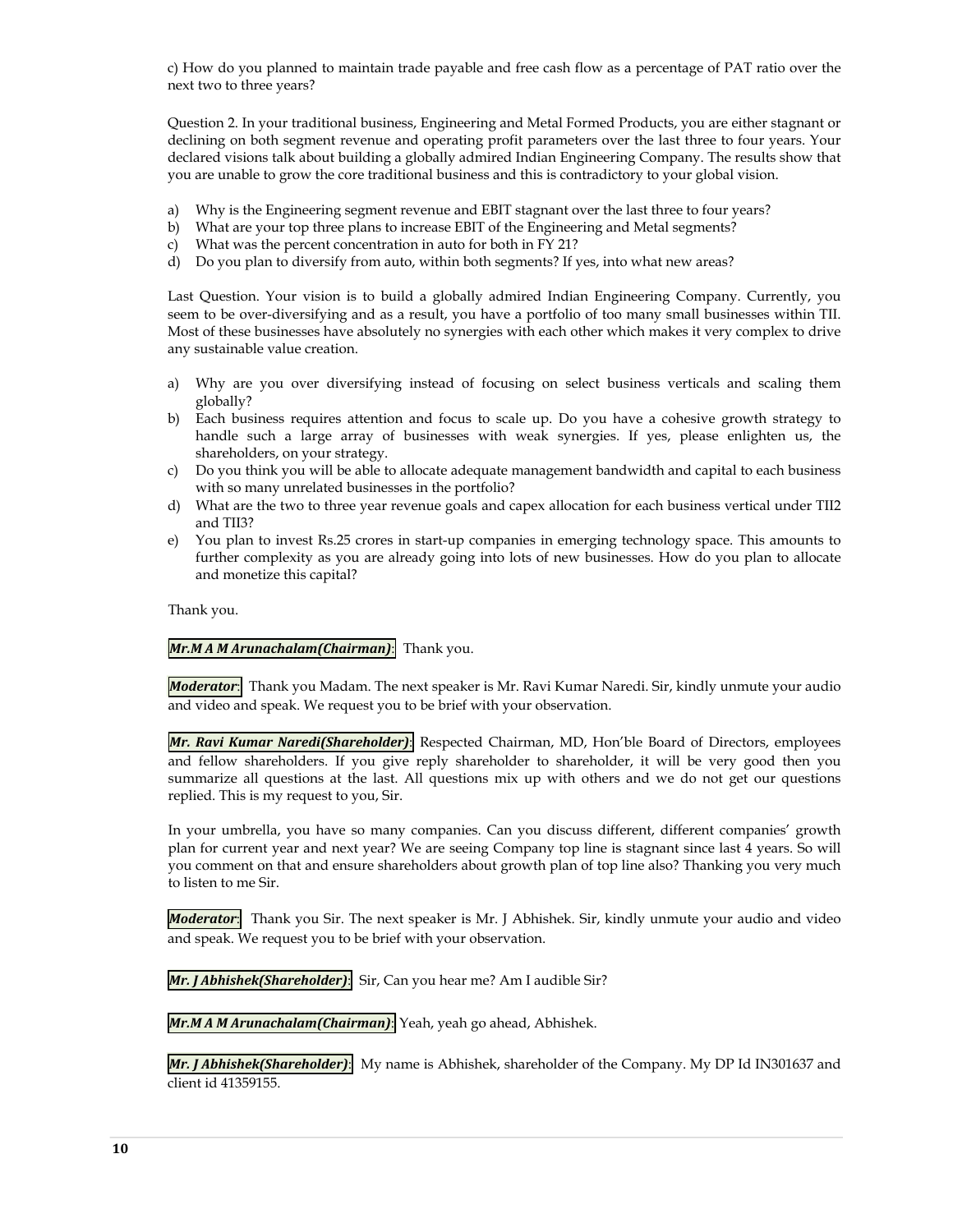c) How do you planned to maintain trade payable and free cash flow as a percentage of PAT ratio over the next two to three years?

Question 2. In your traditional business, Engineering and Metal Formed Products, you are either stagnant or declining on both segment revenue and operating profit parameters over the last three to four years. Your declared visions talk about building a globally admired Indian Engineering Company. The results show that you are unable to grow the core traditional business and this is contradictory to your global vision.

a) Why is the Engineering segment revenue and EBIT stagnant over the last three to four years?
b) What are your top three plans to increase EBIT of the Engineering and Metal segments?
c) What was the percent concentration in auto for both in FY 21?
d) Do you plan to diversify from auto, within both segments? If yes, into what new areas?

Last Question. Your vision is to build a globally admired Indian Engineering Company. Currently, you seem to be over-diversifying and as a result, you have a portfolio of too many small businesses within TII. Most of these businesses have absolutely no synergies with each other which makes it very complex to drive any sustainable value creation.

a) Why are you over diversifying instead of focusing on select business verticals and scaling them globally?
b) Each business requires attention and focus to scale up. Do you have a cohesive growth strategy to handle such a large array of businesses with weak synergies. If yes, please enlighten us, the shareholders, on your strategy.
c) Do you think you will be able to allocate adequate management bandwidth and capital to each business with so many unrelated businesses in the portfolio?
d) What are the two to three year revenue goals and capex allocation for each business vertical under TII2 and TII3?
e) You plan to invest Rs.25 crores in start-up companies in emerging technology space. This amounts to further complexity as you are already going into lots of new businesses. How do you plan to allocate and monetize this capital?

Thank you.

***Mr.M A M Arunachalam(Chairman)***: Thank you.

***Moderator***: Thank you Madam. The next speaker is Mr. Ravi Kumar Naredi. Sir, kindly unmute your audio and video and speak. We request you to be brief with your observation.

***Mr. Ravi Kumar Naredi(Shareholder)***: Respected Chairman, MD, Hon'ble Board of Directors, employees and fellow shareholders. If you give reply shareholder to shareholder, it will be very good then you summarize all questions at the last. All questions mix up with others and we do not get our questions replied. This is my request to you, Sir.

In your umbrella, you have so many companies. Can you discuss different, different companies' growth plan for current year and next year? We are seeing Company top line is stagnant since last 4 years. So will you comment on that and ensure shareholders about growth plan of top line also? Thanking you very much to listen to me Sir.

***Moderator***: Thank you Sir. The next speaker is Mr. J Abhishek. Sir, kindly unmute your audio and video and speak. We request you to be brief with your observation.

***Mr. J Abhishek(Shareholder)***: Sir, Can you hear me? Am I audible Sir?

***Mr.M A M Arunachalam(Chairman)***: Yeah, yeah go ahead, Abhishek.

***Mr. J Abhishek(Shareholder)***: My name is Abhishek, shareholder of the Company. My DP Id IN301637 and client id 41359155.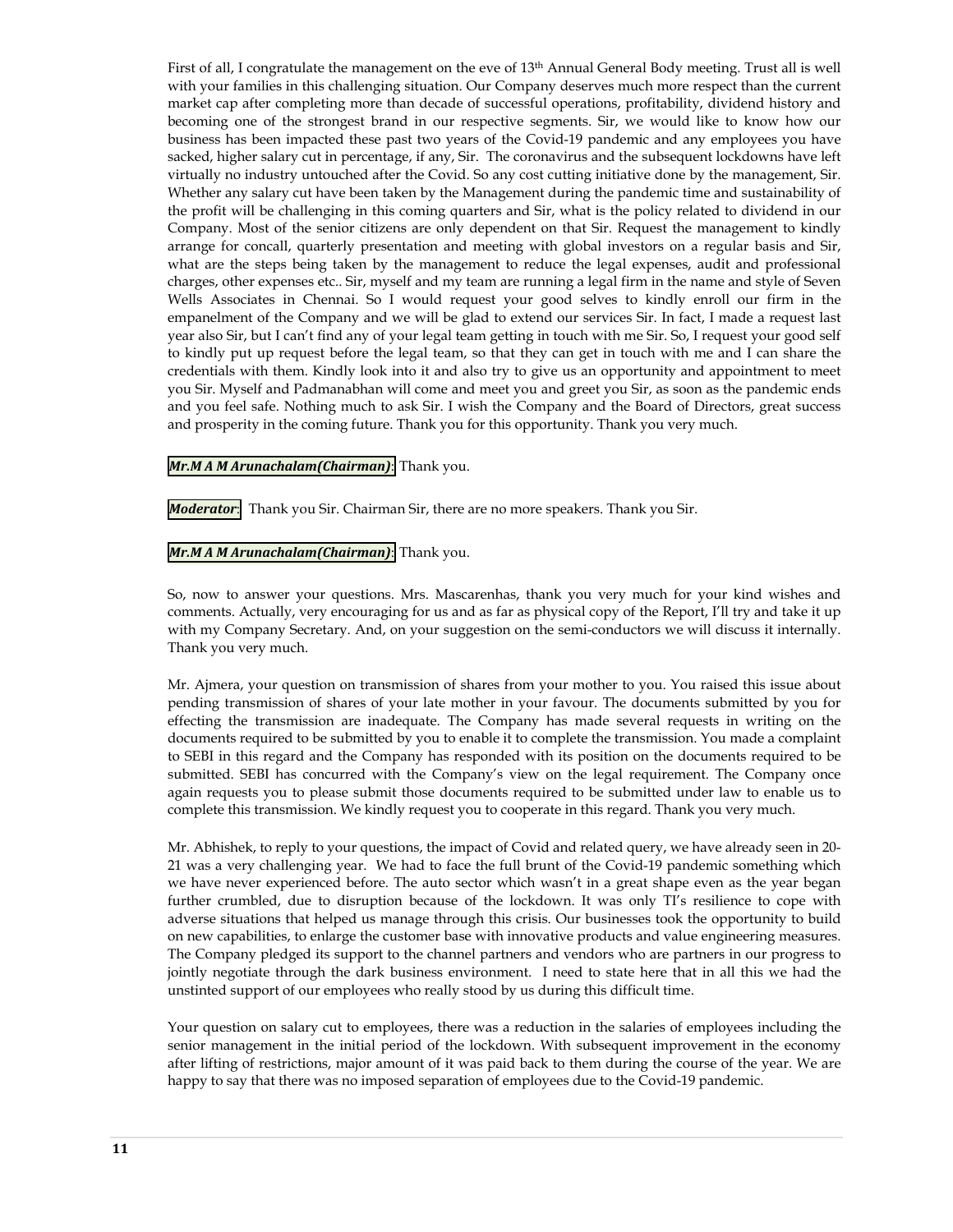First of all, I congratulate the management on the eve of 13th Annual General Body meeting. Trust all is well with your families in this challenging situation. Our Company deserves much more respect than the current market cap after completing more than decade of successful operations, profitability, dividend history and becoming one of the strongest brand in our respective segments. Sir, we would like to know how our business has been impacted these past two years of the Covid-19 pandemic and any employees you have sacked, higher salary cut in percentage, if any, Sir. The coronavirus and the subsequent lockdowns have left virtually no industry untouched after the Covid. So any cost cutting initiative done by the management, Sir. Whether any salary cut have been taken by the Management during the pandemic time and sustainability of the profit will be challenging in this coming quarters and Sir, what is the policy related to dividend in our Company. Most of the senior citizens are only dependent on that Sir. Request the management to kindly arrange for concall, quarterly presentation and meeting with global investors on a regular basis and Sir, what are the steps being taken by the management to reduce the legal expenses, audit and professional charges, other expenses etc.. Sir, myself and my team are running a legal firm in the name and style of Seven Wells Associates in Chennai. So I would request your good selves to kindly enroll our firm in the empanelment of the Company and we will be glad to extend our services Sir. In fact, I made a request last year also Sir, but I can't find any of your legal team getting in touch with me Sir. So, I request your good self to kindly put up request before the legal team, so that they can get in touch with me and I can share the credentials with them. Kindly look into it and also try to give us an opportunity and appointment to meet you Sir. Myself and Padmanabhan will come and meet you and greet you Sir, as soon as the pandemic ends and you feel safe. Nothing much to ask Sir. I wish the Company and the Board of Directors, great success and prosperity in the coming future. Thank you for this opportunity. Thank you very much.

***Mr.M A M Arunachalam(Chairman)***: Thank you.

***Moderator***: Thank you Sir. Chairman Sir, there are no more speakers. Thank you Sir.

***Mr.M A M Arunachalam(Chairman)***: Thank you.

So, now to answer your questions. Mrs. Mascarenhas, thank you very much for your kind wishes and comments. Actually, very encouraging for us and as far as physical copy of the Report, I'll try and take it up with my Company Secretary. And, on your suggestion on the semi-conductors we will discuss it internally. Thank you very much.

Mr. Ajmera, your question on transmission of shares from your mother to you. You raised this issue about pending transmission of shares of your late mother in your favour. The documents submitted by you for effecting the transmission are inadequate. The Company has made several requests in writing on the documents required to be submitted by you to enable it to complete the transmission. You made a complaint to SEBI in this regard and the Company has responded with its position on the documents required to be submitted. SEBI has concurred with the Company's view on the legal requirement. The Company once again requests you to please submit those documents required to be submitted under law to enable us to complete this transmission. We kindly request you to cooperate in this regard. Thank you very much.

Mr. Abhishek, to reply to your questions, the impact of Covid and related query, we have already seen in 20-21 was a very challenging year. We had to face the full brunt of the Covid-19 pandemic something which we have never experienced before. The auto sector which wasn't in a great shape even as the year began further crumbled, due to disruption because of the lockdown. It was only TI's resilience to cope with adverse situations that helped us manage through this crisis. Our businesses took the opportunity to build on new capabilities, to enlarge the customer base with innovative products and value engineering measures. The Company pledged its support to the channel partners and vendors who are partners in our progress to jointly negotiate through the dark business environment. I need to state here that in all this we had the unstinted support of our employees who really stood by us during this difficult time.

Your question on salary cut to employees, there was a reduction in the salaries of employees including the senior management in the initial period of the lockdown. With subsequent improvement in the economy after lifting of restrictions, major amount of it was paid back to them during the course of the year. We are happy to say that there was no imposed separation of employees due to the Covid-19 pandemic.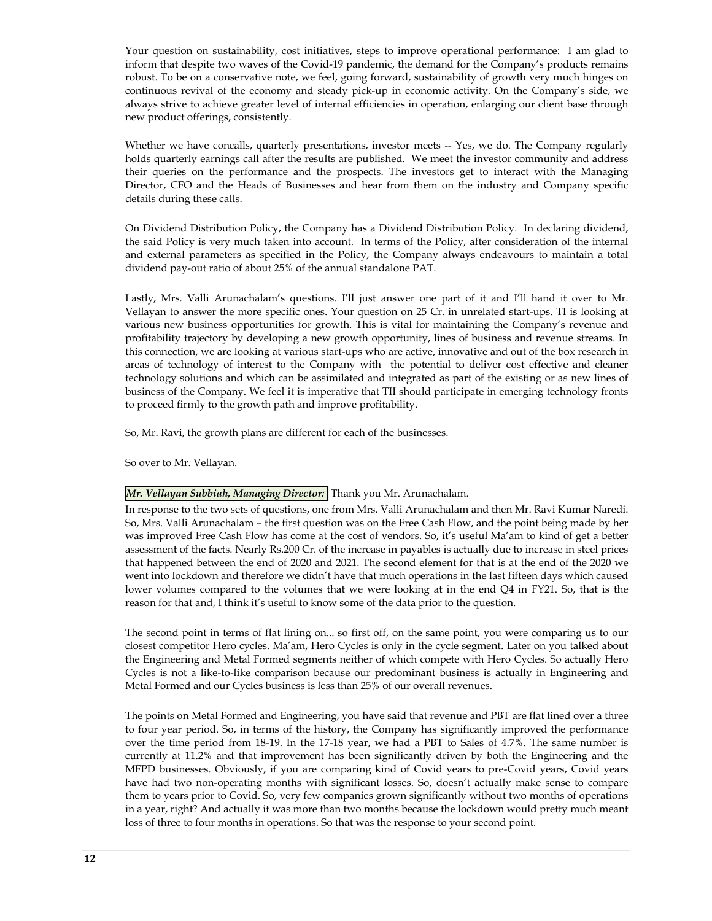Your question on sustainability, cost initiatives, steps to improve operational performance: I am glad to inform that despite two waves of the Covid-19 pandemic, the demand for the Company's products remains robust. To be on a conservative note, we feel, going forward, sustainability of growth very much hinges on continuous revival of the economy and steady pick-up in economic activity. On the Company's side, we always strive to achieve greater level of internal efficiencies in operation, enlarging our client base through new product offerings, consistently.

Whether we have concalls, quarterly presentations, investor meets -- Yes, we do. The Company regularly holds quarterly earnings call after the results are published. We meet the investor community and address their queries on the performance and the prospects. The investors get to interact with the Managing Director, CFO and the Heads of Businesses and hear from them on the industry and Company specific details during these calls.

On Dividend Distribution Policy, the Company has a Dividend Distribution Policy. In declaring dividend, the said Policy is very much taken into account. In terms of the Policy, after consideration of the internal and external parameters as specified in the Policy, the Company always endeavours to maintain a total dividend pay-out ratio of about 25% of the annual standalone PAT.

Lastly, Mrs. Valli Arunachalam's questions. I'll just answer one part of it and I'll hand it over to Mr. Vellayan to answer the more specific ones. Your question on 25 Cr. in unrelated start-ups. TI is looking at various new business opportunities for growth. This is vital for maintaining the Company's revenue and profitability trajectory by developing a new growth opportunity, lines of business and revenue streams. In this connection, we are looking at various start-ups who are active, innovative and out of the box research in areas of technology of interest to the Company with the potential to deliver cost effective and cleaner technology solutions and which can be assimilated and integrated as part of the existing or as new lines of business of the Company. We feel it is imperative that TII should participate in emerging technology fronts to proceed firmly to the growth path and improve profitability.

So, Mr. Ravi, the growth plans are different for each of the businesses.

So over to Mr. Vellayan.

***Mr. Vellayan Subbiah, Managing Director:*** Thank you Mr. Arunachalam.

In response to the two sets of questions, one from Mrs. Valli Arunachalam and then Mr. Ravi Kumar Naredi. So, Mrs. Valli Arunachalam – the first question was on the Free Cash Flow, and the point being made by her was improved Free Cash Flow has come at the cost of vendors. So, it's useful Ma'am to kind of get a better assessment of the facts. Nearly Rs.200 Cr. of the increase in payables is actually due to increase in steel prices that happened between the end of 2020 and 2021. The second element for that is at the end of the 2020 we went into lockdown and therefore we didn't have that much operations in the last fifteen days which caused lower volumes compared to the volumes that we were looking at in the end Q4 in FY21. So, that is the reason for that and, I think it's useful to know some of the data prior to the question.

The second point in terms of flat lining on... so first off, on the same point, you were comparing us to our closest competitor Hero cycles. Ma'am, Hero Cycles is only in the cycle segment. Later on you talked about the Engineering and Metal Formed segments neither of which compete with Hero Cycles. So actually Hero Cycles is not a like-to-like comparison because our predominant business is actually in Engineering and Metal Formed and our Cycles business is less than 25% of our overall revenues.

The points on Metal Formed and Engineering, you have said that revenue and PBT are flat lined over a three to four year period. So, in terms of the history, the Company has significantly improved the performance over the time period from 18-19. In the 17-18 year, we had a PBT to Sales of 4.7%. The same number is currently at 11.2% and that improvement has been significantly driven by both the Engineering and the MFPD businesses. Obviously, if you are comparing kind of Covid years to pre-Covid years, Covid years have had two non-operating months with significant losses. So, doesn't actually make sense to compare them to years prior to Covid. So, very few companies grown significantly without two months of operations in a year, right? And actually it was more than two months because the lockdown would pretty much meant loss of three to four months in operations. So that was the response to your second point.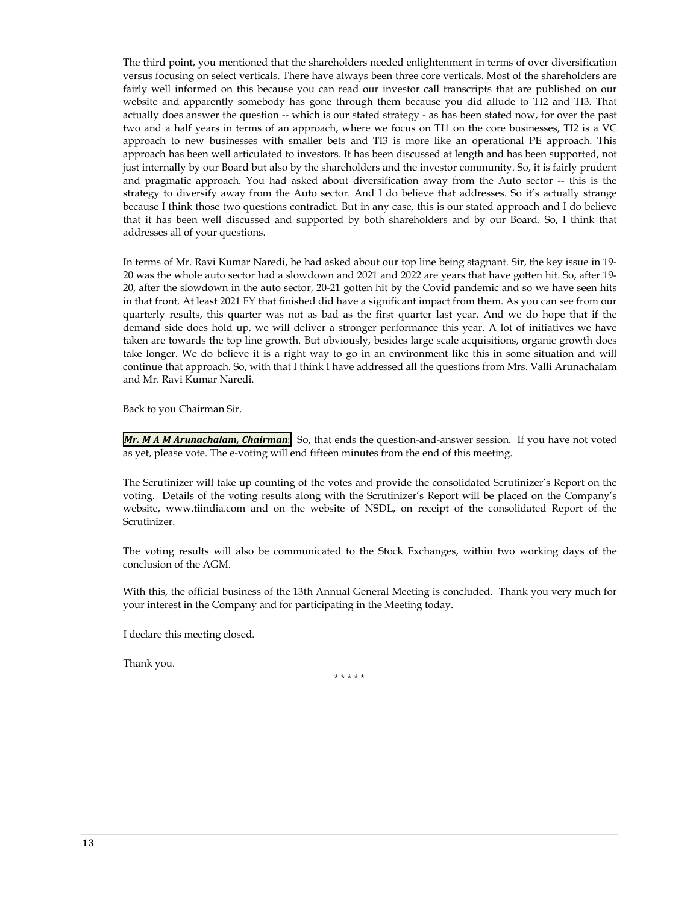The third point, you mentioned that the shareholders needed enlightenment in terms of over diversification versus focusing on select verticals. There have always been three core verticals. Most of the shareholders are fairly well informed on this because you can read our investor call transcripts that are published on our website and apparently somebody has gone through them because you did allude to TI2 and TI3. That actually does answer the question -- which is our stated strategy - as has been stated now, for over the past two and a half years in terms of an approach, where we focus on TI1 on the core businesses, TI2 is a VC approach to new businesses with smaller bets and TI3 is more like an operational PE approach. This approach has been well articulated to investors. It has been discussed at length and has been supported, not just internally by our Board but also by the shareholders and the investor community. So, it is fairly prudent and pragmatic approach. You had asked about diversification away from the Auto sector -- this is the strategy to diversify away from the Auto sector. And I do believe that addresses. So it's actually strange because I think those two questions contradict. But in any case, this is our stated approach and I do believe that it has been well discussed and supported by both shareholders and by our Board. So, I think that addresses all of your questions.

In terms of Mr. Ravi Kumar Naredi, he had asked about our top line being stagnant. Sir, the key issue in 19-20 was the whole auto sector had a slowdown and 2021 and 2022 are years that have gotten hit. So, after 19-20, after the slowdown in the auto sector, 20-21 gotten hit by the Covid pandemic and so we have seen hits in that front. At least 2021 FY that finished did have a significant impact from them. As you can see from our quarterly results, this quarter was not as bad as the first quarter last year. And we do hope that if the demand side does hold up, we will deliver a stronger performance this year. A lot of initiatives we have taken are towards the top line growth. But obviously, besides large scale acquisitions, organic growth does take longer. We do believe it is a right way to go in an environment like this in some situation and will continue that approach. So, with that I think I have addressed all the questions from Mrs. Valli Arunachalam and Mr. Ravi Kumar Naredi.

Back to you Chairman Sir.

***Mr. M A M Arunachalam, Chairman***: So, that ends the question-and-answer session. If you have not voted as yet, please vote. The e-voting will end fifteen minutes from the end of this meeting.

The Scrutinizer will take up counting of the votes and provide the consolidated Scrutinizer's Report on the voting. Details of the voting results along with the Scrutinizer's Report will be placed on the Company's website, www.tiindia.com and on the website of NSDL, on receipt of the consolidated Report of the Scrutinizer.

The voting results will also be communicated to the Stock Exchanges, within two working days of the conclusion of the AGM.

With this, the official business of the 13th Annual General Meeting is concluded. Thank you very much for your interest in the Company and for participating in the Meeting today.

I declare this meeting closed.

Thank you.

\* \* \* \* \*